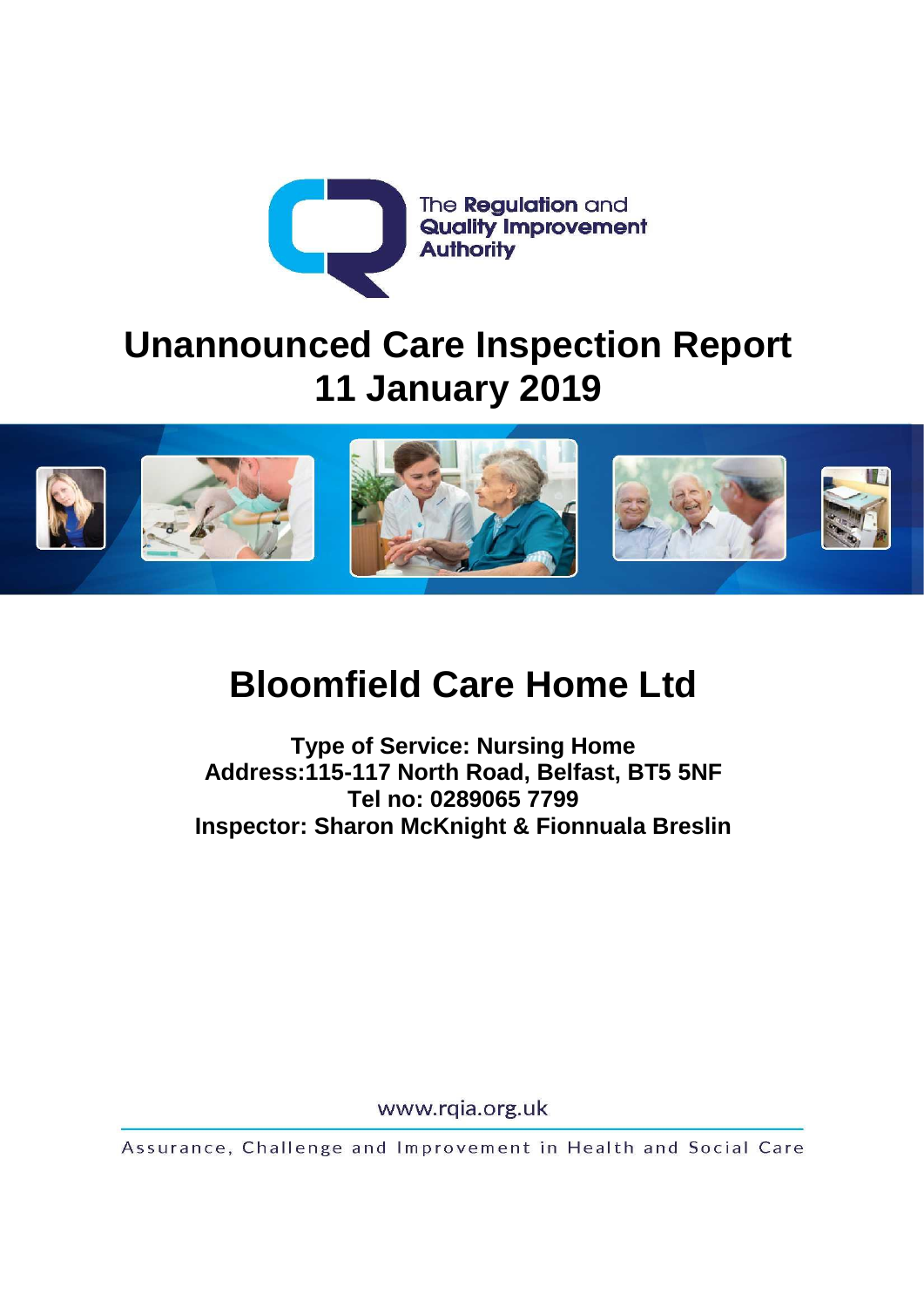The **Regulation** and **Quality Improvement Authority**

# Unannounced Care Inspection Report
# 11 January 2019

# Bloomfield Care Home Ltd

**Type of Service: Nursing Home**
**Address:115-117 North Road, Belfast, BT5 5NF**
**Tel no: 0289065 7799**
**Inspector: Sharon McKnight & Fionnuala Breslin**

www.rqia.org.uk

Assurance, Challenge and Improvement in Health and Social Care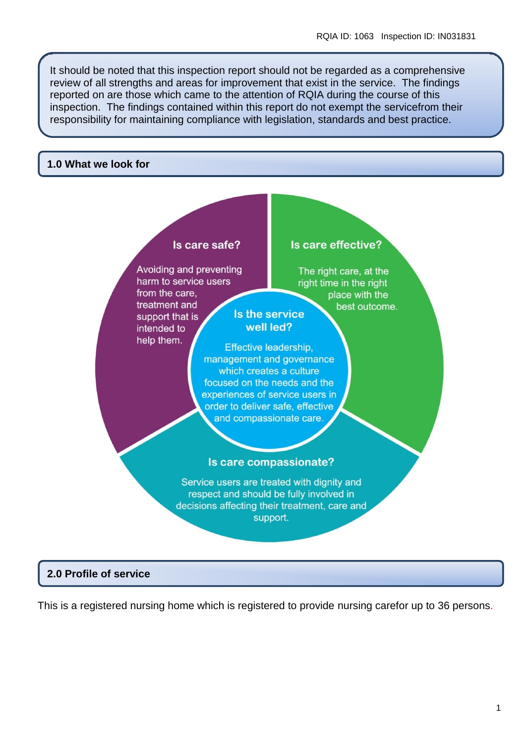It should be noted that this inspection report should not be regarded as a comprehensive review of all strengths and areas for improvement that exist in the service. The findings reported on are those which came to the attention of RQIA during the course of this inspection. The findings contained within this report do not exempt the servicefrom their responsibility for maintaining compliance with legislation, standards and best practice.

## 1.0 What we look for

**Is care safe?**

Avoiding and preventing harm to service users from the care, treatment and support that is intended to help them.

**Is care effective?**

The right care, at the right time in the right place with the best outcome.

**Is the service well led?**

Effective leadership, management and governance which creates a culture focused on the needs and the experiences of service users in order to deliver safe, effective and compassionate care.

**Is care compassionate?**

Service users are treated with dignity and respect and should be fully involved in decisions affecting their treatment, care and support.

## 2.0 Profile of service

This is a registered nursing home which is registered to provide nursing carefor up to 36 persons.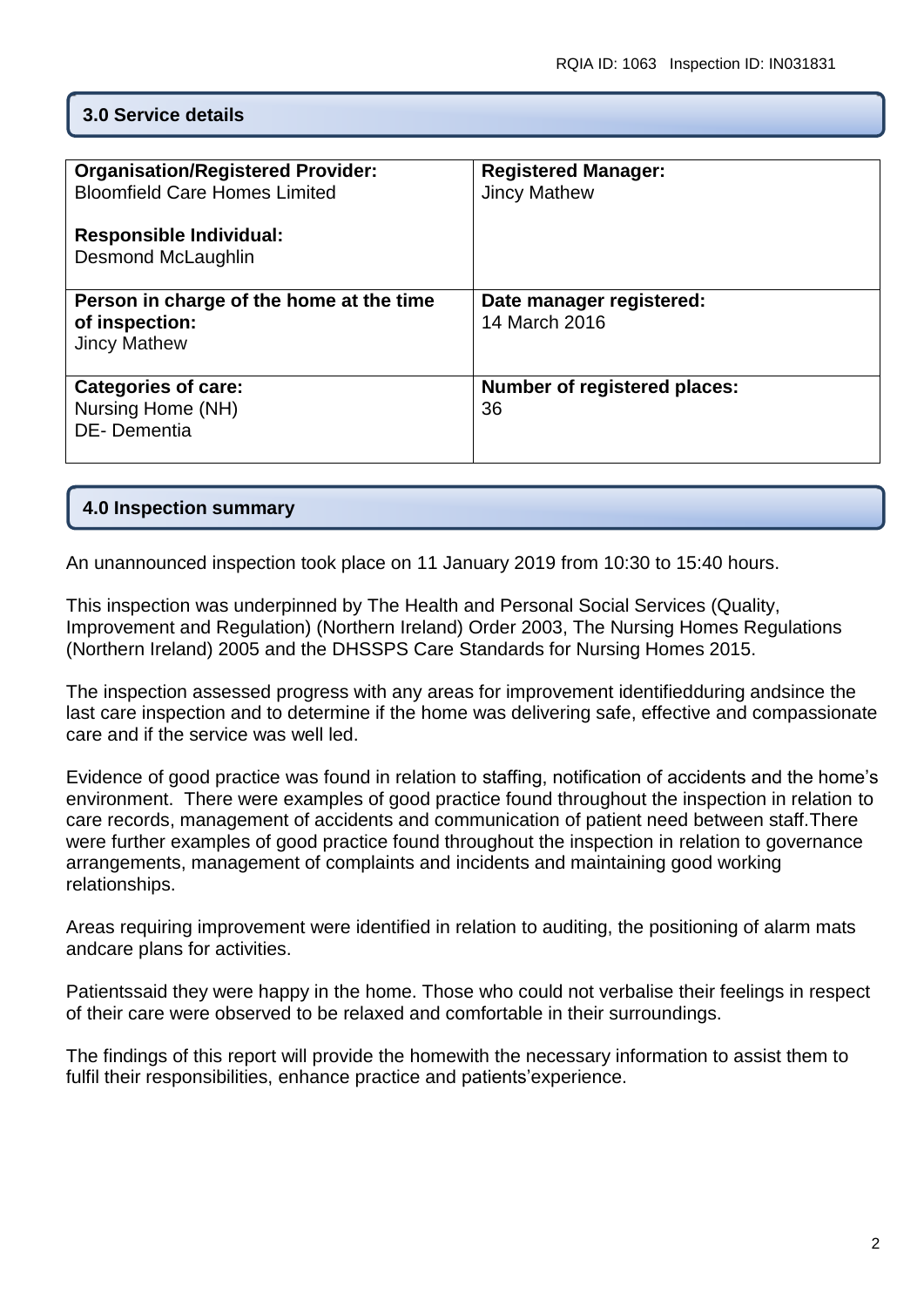## 3.0 Service details

| Organisation/Registered Provider:<br>Bloomfield Care Homes Limited<br><br>Responsible Individual:<br>Desmond McLaughlin | Registered Manager:<br>Jincy Mathew |
|---|---|
| **Person in charge of the home at the time of inspection:**<br>Jincy Mathew | **Date manager registered:**<br>14 March 2016 |
| **Categories of care:**<br>Nursing Home (NH)<br>DE- Dementia | **Number of registered places:**<br>36 |

## 4.0 Inspection summary

An unannounced inspection took place on 11 January 2019 from 10:30 to 15:40 hours.

This inspection was underpinned by The Health and Personal Social Services (Quality, Improvement and Regulation) (Northern Ireland) Order 2003, The Nursing Homes Regulations (Northern Ireland) 2005 and the DHSSPS Care Standards for Nursing Homes 2015.

The inspection assessed progress with any areas for improvement identifiedduring andsince the last care inspection and to determine if the home was delivering safe, effective and compassionate care and if the service was well led.

Evidence of good practice was found in relation to staffing, notification of accidents and the home's environment. There were examples of good practice found throughout the inspection in relation to care records, management of accidents and communication of patient need between staff.There were further examples of good practice found throughout the inspection in relation to governance arrangements, management of complaints and incidents and maintaining good working relationships.

Areas requiring improvement were identified in relation to auditing, the positioning of alarm mats andcare plans for activities.

Patientssaid they were happy in the home. Those who could not verbalise their feelings in respect of their care were observed to be relaxed and comfortable in their surroundings.

The findings of this report will provide the homewith the necessary information to assist them to fulfil their responsibilities, enhance practice and patients'experience.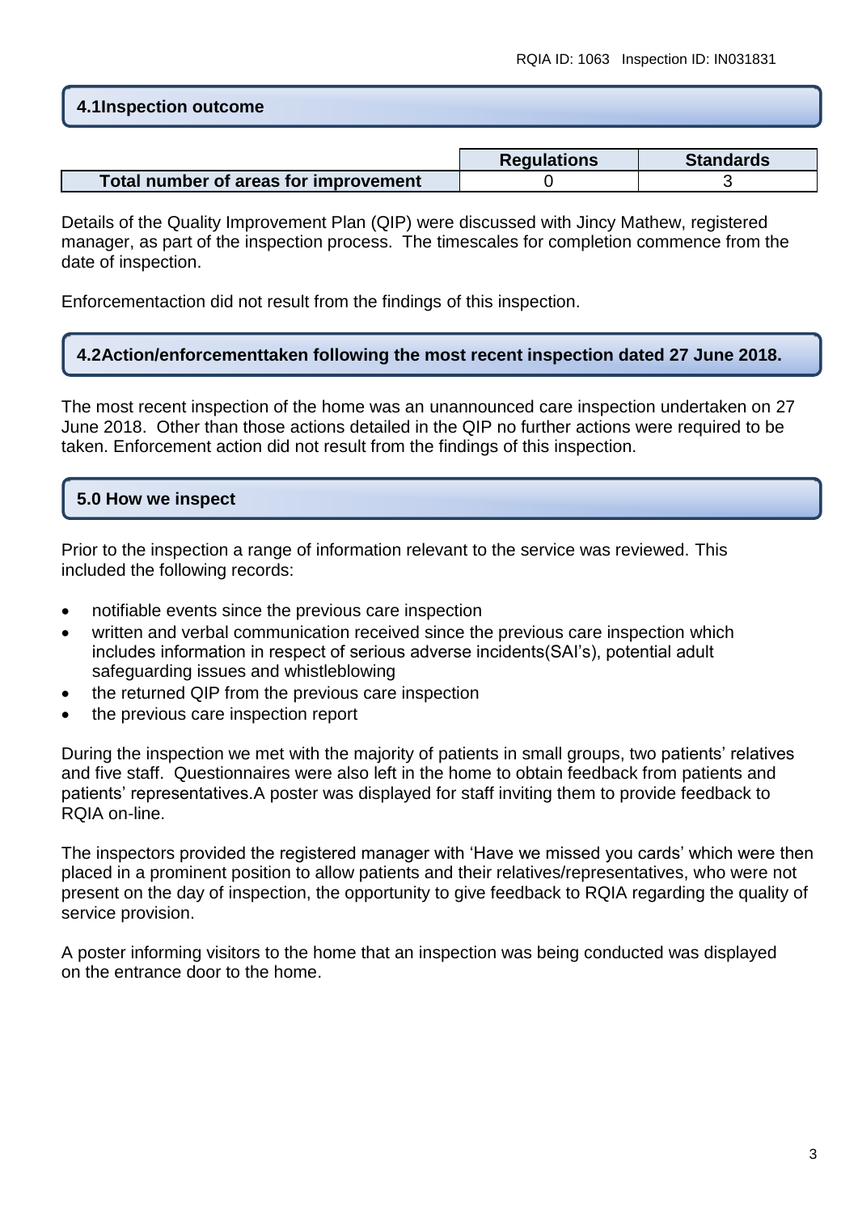## 4.1Inspection outcome

| | Regulations | Standards |
|---|---|---|
| Total number of areas for improvement | 0 | 3 |

Details of the Quality Improvement Plan (QIP) were discussed with Jincy Mathew, registered manager, as part of the inspection process. The timescales for completion commence from the date of inspection.

Enforcementaction did not result from the findings of this inspection.

## 4.2Action/enforcementtaken following the most recent inspection dated 27 June 2018.

The most recent inspection of the home was an unannounced care inspection undertaken on 27 June 2018. Other than those actions detailed in the QIP no further actions were required to be taken. Enforcement action did not result from the findings of this inspection.

## 5.0 How we inspect

Prior to the inspection a range of information relevant to the service was reviewed. This included the following records:

- notifiable events since the previous care inspection
- written and verbal communication received since the previous care inspection which includes information in respect of serious adverse incidents(SAI's), potential adult safeguarding issues and whistleblowing
- the returned QIP from the previous care inspection
- the previous care inspection report

During the inspection we met with the majority of patients in small groups, two patients' relatives and five staff. Questionnaires were also left in the home to obtain feedback from patients and patients' representatives.A poster was displayed for staff inviting them to provide feedback to RQIA on-line.

The inspectors provided the registered manager with 'Have we missed you cards' which were then placed in a prominent position to allow patients and their relatives/representatives, who were not present on the day of inspection, the opportunity to give feedback to RQIA regarding the quality of service provision.

A poster informing visitors to the home that an inspection was being conducted was displayed on the entrance door to the home.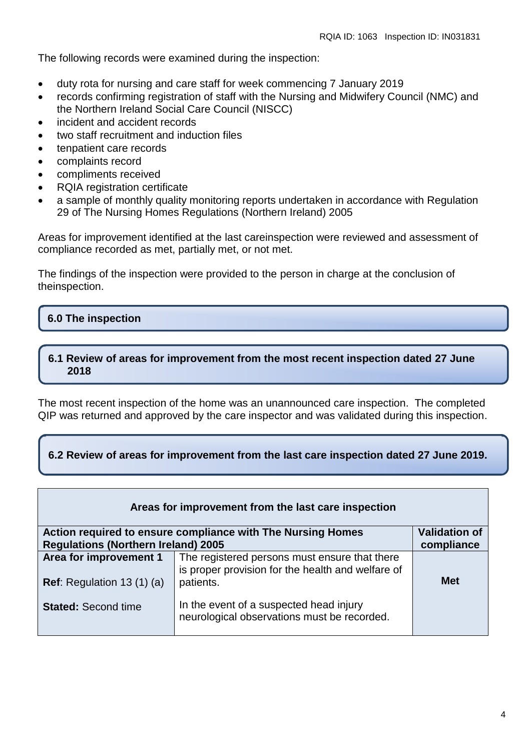The following records were examined during the inspection:

- duty rota for nursing and care staff for week commencing 7 January 2019
- records confirming registration of staff with the Nursing and Midwifery Council (NMC) and the Northern Ireland Social Care Council (NISCC)
- incident and accident records
- two staff recruitment and induction files
- tenpatient care records
- complaints record
- compliments received
- RQIA registration certificate
- a sample of monthly quality monitoring reports undertaken in accordance with Regulation 29 of The Nursing Homes Regulations (Northern Ireland) 2005

Areas for improvement identified at the last careinspection were reviewed and assessment of compliance recorded as met, partially met, or not met.

The findings of the inspection were provided to the person in charge at the conclusion of theinspection.

## 6.0 The inspection

### 6.1 Review of areas for improvement from the most recent inspection dated 27 June 2018

The most recent inspection of the home was an unannounced care inspection. The completed QIP was returned and approved by the care inspector and was validated during this inspection.

### 6.2 Review of areas for improvement from the last care inspection dated 27 June 2019.

| **Areas for improvement from the last care inspection** | | |
|---|---|---|
| **Action required to ensure compliance with The Nursing Homes Regulations (Northern Ireland) 2005** | | **Validation of compliance** |
| **Area for improvement 1**<br><br>**Ref**: Regulation 13 (1) (a)<br><br>**Stated:** Second time | The registered persons must ensure that there is proper provision for the health and welfare of patients.<br><br>In the event of a suspected head injury neurological observations must be recorded. | **Met** |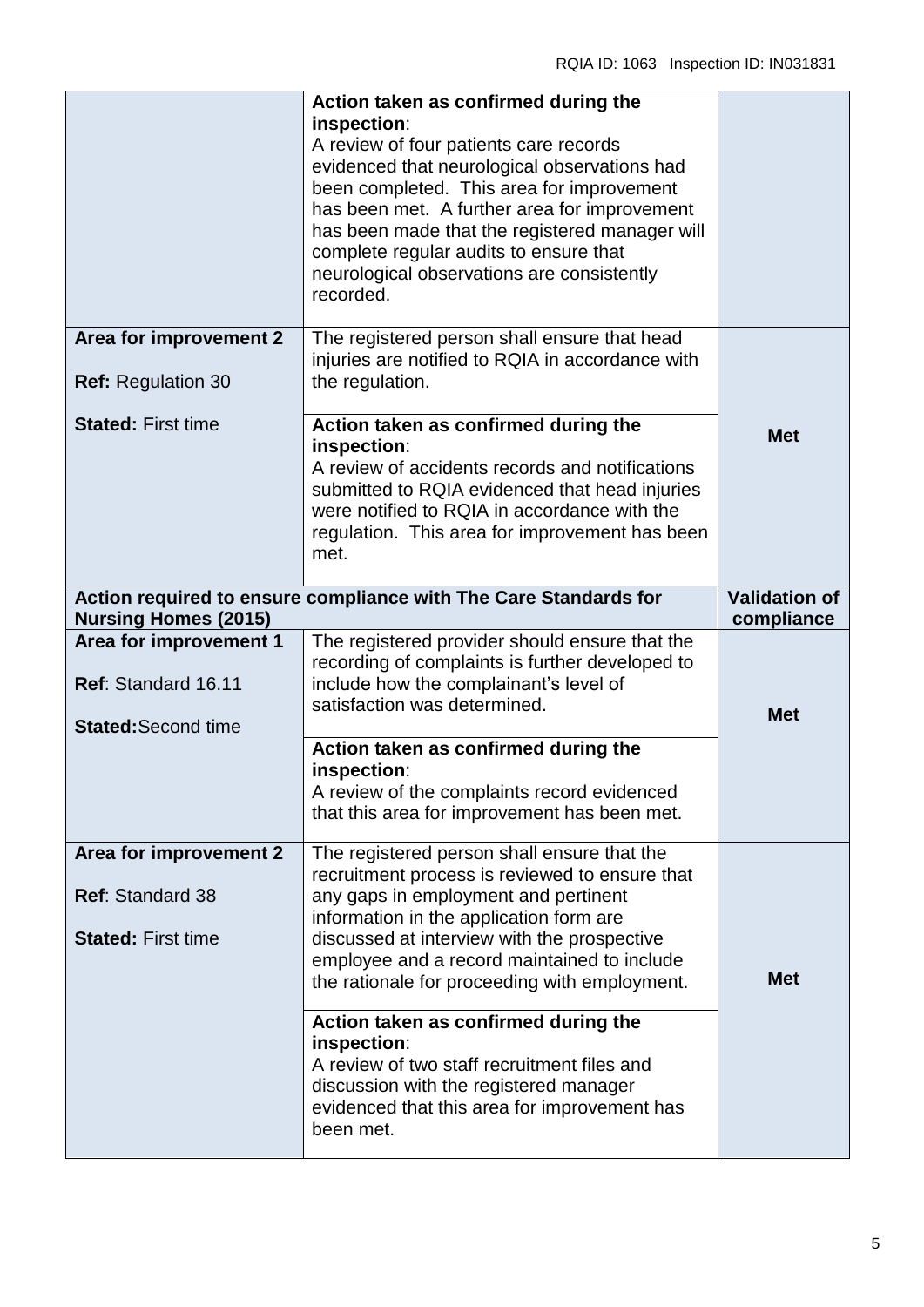| | | |
|---|---|---|
| | **Action taken as confirmed during the inspection**:<br>A review of four patients care records evidenced that neurological observations had been completed. This area for improvement has been met. A further area for improvement has been made that the registered manager will complete regular audits to ensure that neurological observations are consistently recorded. | |
| **Area for improvement 2**<br><br>**Ref:** Regulation 30<br><br>**Stated:** First time | The registered person shall ensure that head injuries are notified to RQIA in accordance with the regulation.<br><br>**Action taken as confirmed during the inspection**:<br>A review of accidents records and notifications submitted to RQIA evidenced that head injuries were notified to RQIA in accordance with the regulation. This area for improvement has been met. | **Met** |
| **Action required to ensure compliance with The Care Standards for Nursing Homes (2015)** | | **Validation of compliance** |
| **Area for improvement 1**<br><br>**Ref**: Standard 16.11<br><br>**Stated:** Second time | The registered provider should ensure that the recording of complaints is further developed to include how the complainant's level of satisfaction was determined.<br><br>**Action taken as confirmed during the inspection**:<br>A review of the complaints record evidenced that this area for improvement has been met. | **Met** |
| **Area for improvement 2**<br><br>**Ref**: Standard 38<br><br>**Stated:** First time | The registered person shall ensure that the recruitment process is reviewed to ensure that any gaps in employment and pertinent information in the application form are discussed at interview with the prospective employee and a record maintained to include the rationale for proceeding with employment.<br><br>**Action taken as confirmed during the inspection**:<br>A review of two staff recruitment files and discussion with the registered manager evidenced that this area for improvement has been met. | **Met** |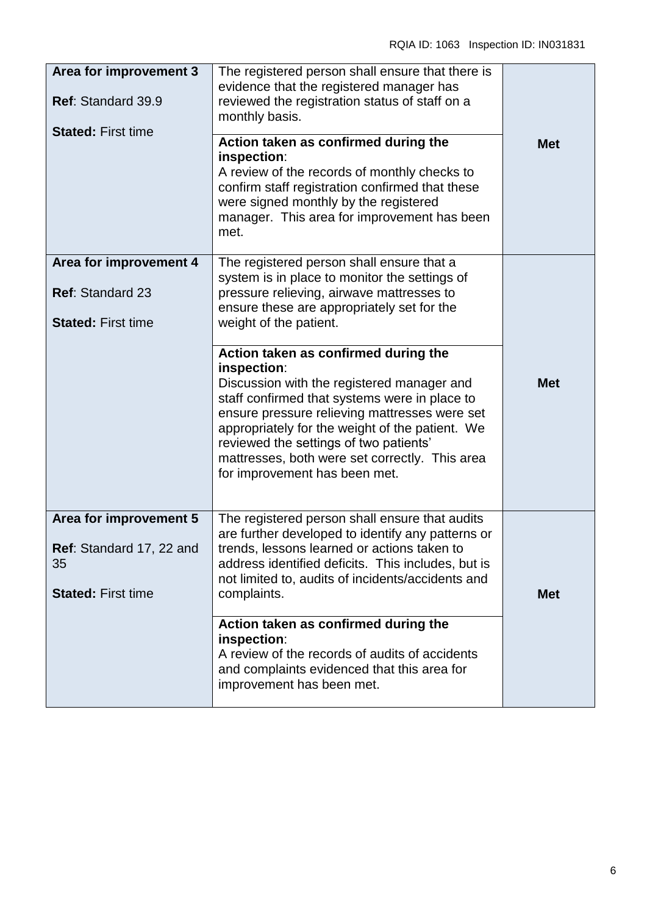| | | |
|---|---|---|
| **Area for improvement 3**<br><br>**Ref**: Standard 39.9<br><br>**Stated:** First time | The registered person shall ensure that there is evidence that the registered manager has reviewed the registration status of staff on a monthly basis.<br><br>**Action taken as confirmed during the inspection**:<br>A review of the records of monthly checks to confirm staff registration confirmed that these were signed monthly by the registered manager. This area for improvement has been met. | **Met** |
| **Area for improvement 4**<br><br>**Ref**: Standard 23<br><br>**Stated:** First time | The registered person shall ensure that a system is in place to monitor the settings of pressure relieving, airwave mattresses to ensure these are appropriately set for the weight of the patient.<br><br>**Action taken as confirmed during the inspection**:<br>Discussion with the registered manager and staff confirmed that systems were in place to ensure pressure relieving mattresses were set appropriately for the weight of the patient. We reviewed the settings of two patients' mattresses, both were set correctly. This area for improvement has been met. | **Met** |
| **Area for improvement 5**<br><br>**Ref**: Standard 17, 22 and 35<br><br>**Stated:** First time | The registered person shall ensure that audits are further developed to identify any patterns or trends, lessons learned or actions taken to address identified deficits. This includes, but is not limited to, audits of incidents/accidents and complaints.<br><br>**Action taken as confirmed during the inspection**:<br>A review of the records of audits of accidents and complaints evidenced that this area for improvement has been met. | **Met** |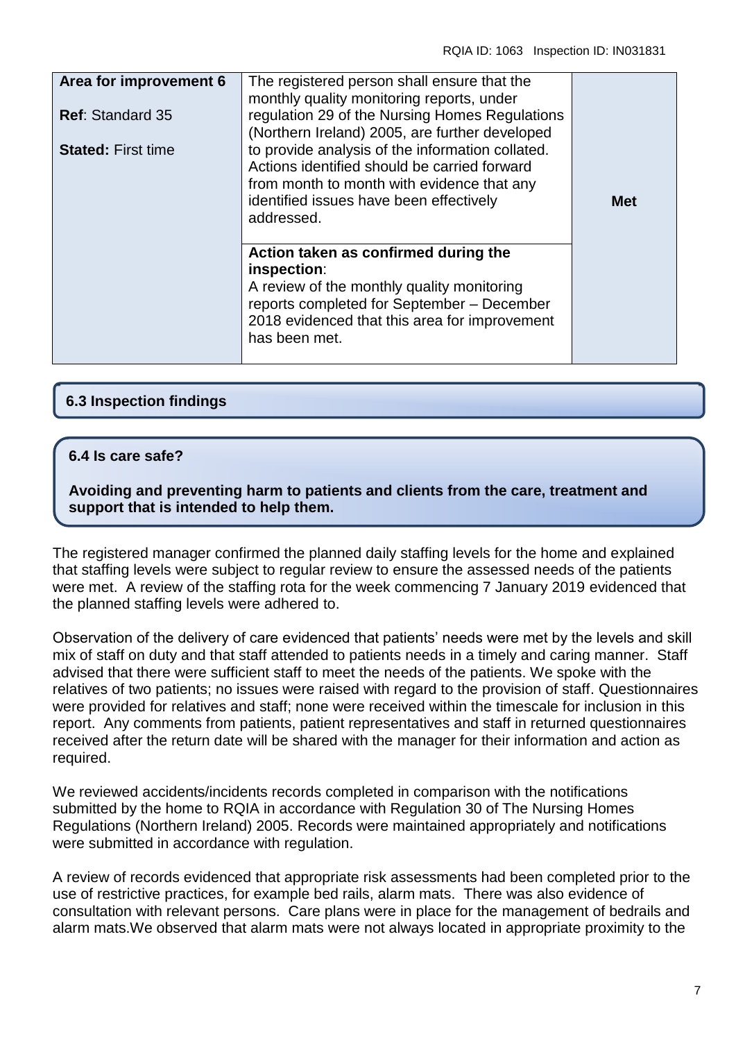| Area for improvement 6<br><br>**Ref**: Standard 35<br><br>**Stated:** First time | The registered person shall ensure that the monthly quality monitoring reports, under regulation 29 of the Nursing Homes Regulations (Northern Ireland) 2005, are further developed to provide analysis of the information collated. Actions identified should be carried forward from month to month with evidence that any identified issues have been effectively addressed. | **Met** |
|---|---|---|
| | **Action taken as confirmed during the inspection**:<br>A review of the monthly quality monitoring reports completed for September – December 2018 evidenced that this area for improvement has been met. | |

## 6.3 Inspection findings

## 6.4 Is care safe?

**Avoiding and preventing harm to patients and clients from the care, treatment and support that is intended to help them.**

The registered manager confirmed the planned daily staffing levels for the home and explained that staffing levels were subject to regular review to ensure the assessed needs of the patients were met. A review of the staffing rota for the week commencing 7 January 2019 evidenced that the planned staffing levels were adhered to.

Observation of the delivery of care evidenced that patients' needs were met by the levels and skill mix of staff on duty and that staff attended to patients needs in a timely and caring manner. Staff advised that there were sufficient staff to meet the needs of the patients. We spoke with the relatives of two patients; no issues were raised with regard to the provision of staff. Questionnaires were provided for relatives and staff; none were received within the timescale for inclusion in this report. Any comments from patients, patient representatives and staff in returned questionnaires received after the return date will be shared with the manager for their information and action as required.

We reviewed accidents/incidents records completed in comparison with the notifications submitted by the home to RQIA in accordance with Regulation 30 of The Nursing Homes Regulations (Northern Ireland) 2005. Records were maintained appropriately and notifications were submitted in accordance with regulation.

A review of records evidenced that appropriate risk assessments had been completed prior to the use of restrictive practices, for example bed rails, alarm mats. There was also evidence of consultation with relevant persons. Care plans were in place for the management of bedrails and alarm mats.We observed that alarm mats were not always located in appropriate proximity to the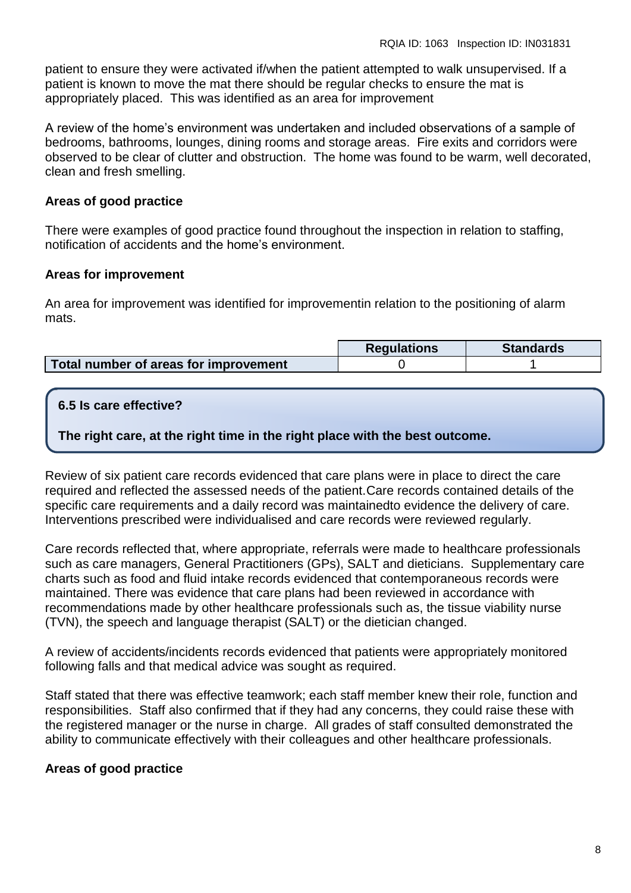patient to ensure they were activated if/when the patient attempted to walk unsupervised. If a patient is known to move the mat there should be regular checks to ensure the mat is appropriately placed. This was identified as an area for improvement

A review of the home's environment was undertaken and included observations of a sample of bedrooms, bathrooms, lounges, dining rooms and storage areas. Fire exits and corridors were observed to be clear of clutter and obstruction. The home was found to be warm, well decorated, clean and fresh smelling.

**Areas of good practice**

There were examples of good practice found throughout the inspection in relation to staffing, notification of accidents and the home's environment.

**Areas for improvement**

An area for improvement was identified for improvementin relation to the positioning of alarm mats.

| | Regulations | Standards |
|---|---|---|
| **Total number of areas for improvement** | 0 | 1 |

**6.5 Is care effective?**

**The right care, at the right time in the right place with the best outcome.**

Review of six patient care records evidenced that care plans were in place to direct the care required and reflected the assessed needs of the patient.Care records contained details of the specific care requirements and a daily record was maintainedto evidence the delivery of care. Interventions prescribed were individualised and care records were reviewed regularly.

Care records reflected that, where appropriate, referrals were made to healthcare professionals such as care managers, General Practitioners (GPs), SALT and dieticians. Supplementary care charts such as food and fluid intake records evidenced that contemporaneous records were maintained. There was evidence that care plans had been reviewed in accordance with recommendations made by other healthcare professionals such as, the tissue viability nurse (TVN), the speech and language therapist (SALT) or the dietician changed.

A review of accidents/incidents records evidenced that patients were appropriately monitored following falls and that medical advice was sought as required.

Staff stated that there was effective teamwork; each staff member knew their role, function and responsibilities. Staff also confirmed that if they had any concerns, they could raise these with the registered manager or the nurse in charge. All grades of staff consulted demonstrated the ability to communicate effectively with their colleagues and other healthcare professionals.

**Areas of good practice**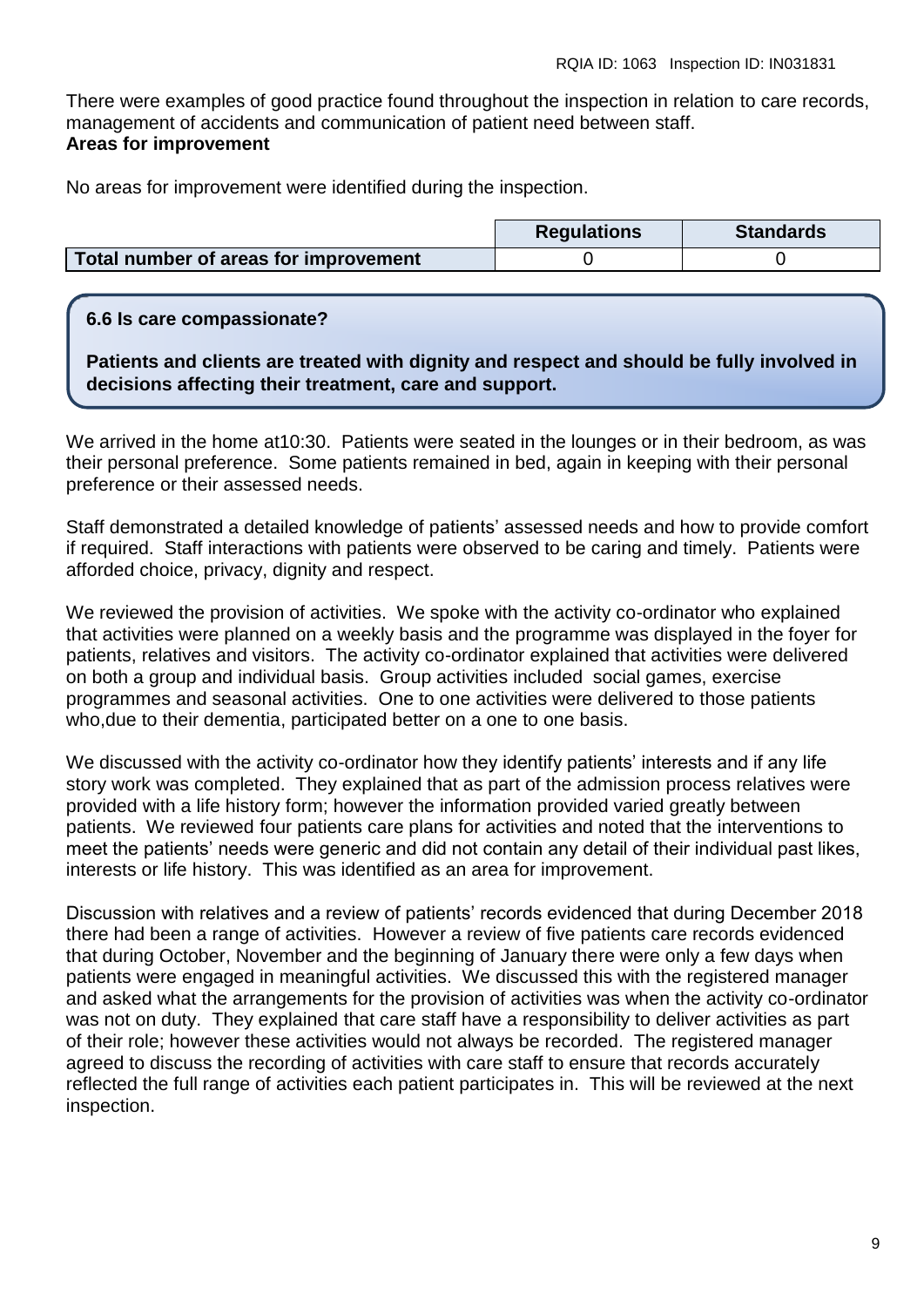There were examples of good practice found throughout the inspection in relation to care records, management of accidents and communication of patient need between staff.

**Areas for improvement**

No areas for improvement were identified during the inspection.

| | Regulations | Standards |
|---|---|---|
| **Total number of areas for improvement** | 0 | 0 |

**6.6 Is care compassionate?**

**Patients and clients are treated with dignity and respect and should be fully involved in decisions affecting their treatment, care and support.**

We arrived in the home at10:30. Patients were seated in the lounges or in their bedroom, as was their personal preference. Some patients remained in bed, again in keeping with their personal preference or their assessed needs.

Staff demonstrated a detailed knowledge of patients' assessed needs and how to provide comfort if required. Staff interactions with patients were observed to be caring and timely. Patients were afforded choice, privacy, dignity and respect.

We reviewed the provision of activities. We spoke with the activity co-ordinator who explained that activities were planned on a weekly basis and the programme was displayed in the foyer for patients, relatives and visitors. The activity co-ordinator explained that activities were delivered on both a group and individual basis. Group activities included social games, exercise programmes and seasonal activities. One to one activities were delivered to those patients who,due to their dementia, participated better on a one to one basis.

We discussed with the activity co-ordinator how they identify patients' interests and if any life story work was completed. They explained that as part of the admission process relatives were provided with a life history form; however the information provided varied greatly between patients. We reviewed four patients care plans for activities and noted that the interventions to meet the patients' needs were generic and did not contain any detail of their individual past likes, interests or life history. This was identified as an area for improvement.

Discussion with relatives and a review of patients' records evidenced that during December 2018 there had been a range of activities. However a review of five patients care records evidenced that during October, November and the beginning of January there were only a few days when patients were engaged in meaningful activities. We discussed this with the registered manager and asked what the arrangements for the provision of activities was when the activity co-ordinator was not on duty. They explained that care staff have a responsibility to deliver activities as part of their role; however these activities would not always be recorded. The registered manager agreed to discuss the recording of activities with care staff to ensure that records accurately reflected the full range of activities each patient participates in. This will be reviewed at the next inspection.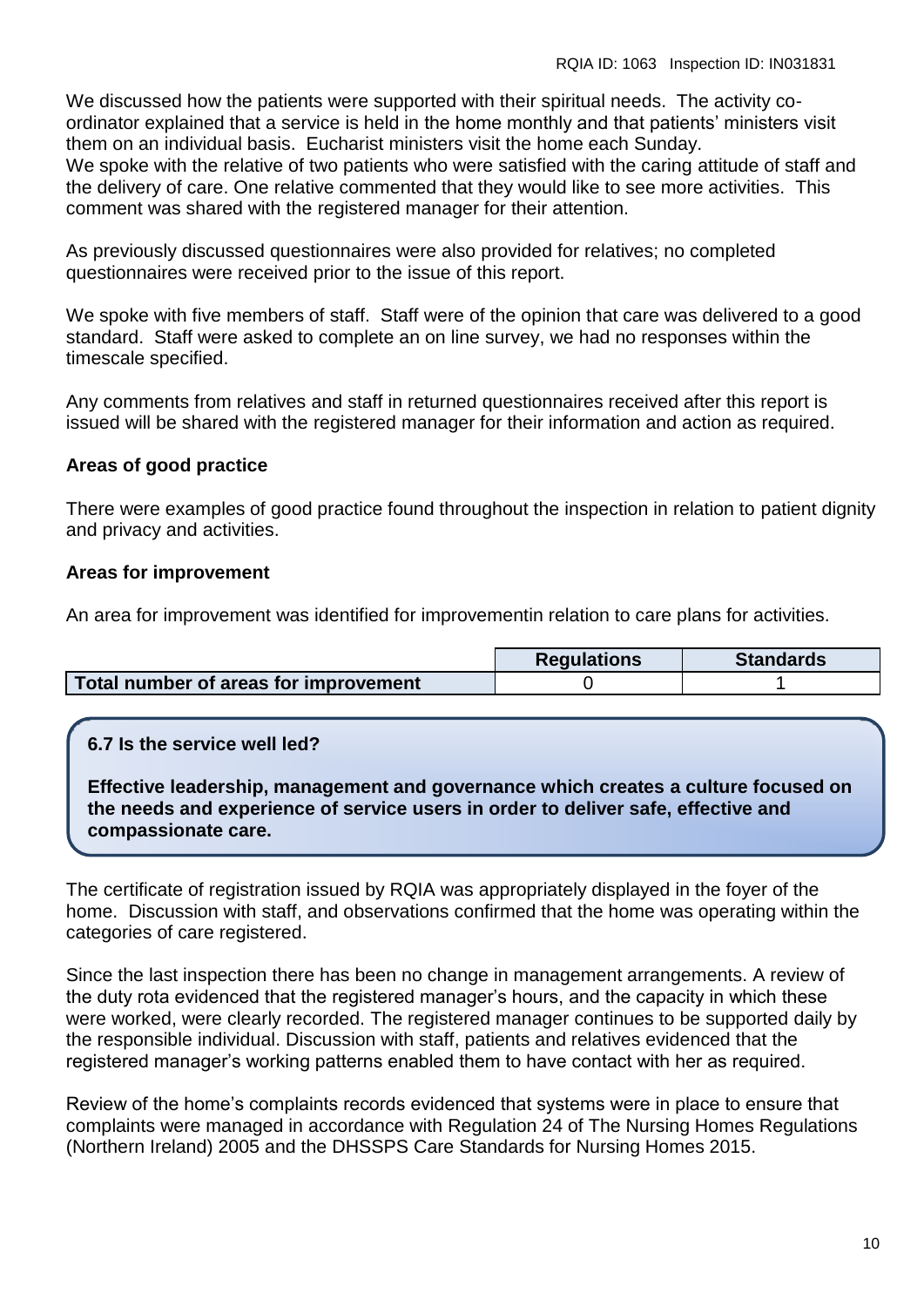We discussed how the patients were supported with their spiritual needs. The activity co-ordinator explained that a service is held in the home monthly and that patients' ministers visit them on an individual basis. Eucharist ministers visit the home each Sunday.
We spoke with the relative of two patients who were satisfied with the caring attitude of staff and the delivery of care. One relative commented that they would like to see more activities. This comment was shared with the registered manager for their attention.

As previously discussed questionnaires were also provided for relatives; no completed questionnaires were received prior to the issue of this report.

We spoke with five members of staff. Staff were of the opinion that care was delivered to a good standard. Staff were asked to complete an on line survey, we had no responses within the timescale specified.

Any comments from relatives and staff in returned questionnaires received after this report is issued will be shared with the registered manager for their information and action as required.

**Areas of good practice**

There were examples of good practice found throughout the inspection in relation to patient dignity and privacy and activities.

**Areas for improvement**

An area for improvement was identified for improvementin relation to care plans for activities.

| | Regulations | Standards |
|---|---|---|
| **Total number of areas for improvement** | 0 | 1 |

**6.7 Is the service well led?**

**Effective leadership, management and governance which creates a culture focused on the needs and experience of service users in order to deliver safe, effective and compassionate care.**

The certificate of registration issued by RQIA was appropriately displayed in the foyer of the home. Discussion with staff, and observations confirmed that the home was operating within the categories of care registered.

Since the last inspection there has been no change in management arrangements. A review of the duty rota evidenced that the registered manager's hours, and the capacity in which these were worked, were clearly recorded. The registered manager continues to be supported daily by the responsible individual. Discussion with staff, patients and relatives evidenced that the registered manager's working patterns enabled them to have contact with her as required.

Review of the home's complaints records evidenced that systems were in place to ensure that complaints were managed in accordance with Regulation 24 of The Nursing Homes Regulations (Northern Ireland) 2005 and the DHSSPS Care Standards for Nursing Homes 2015.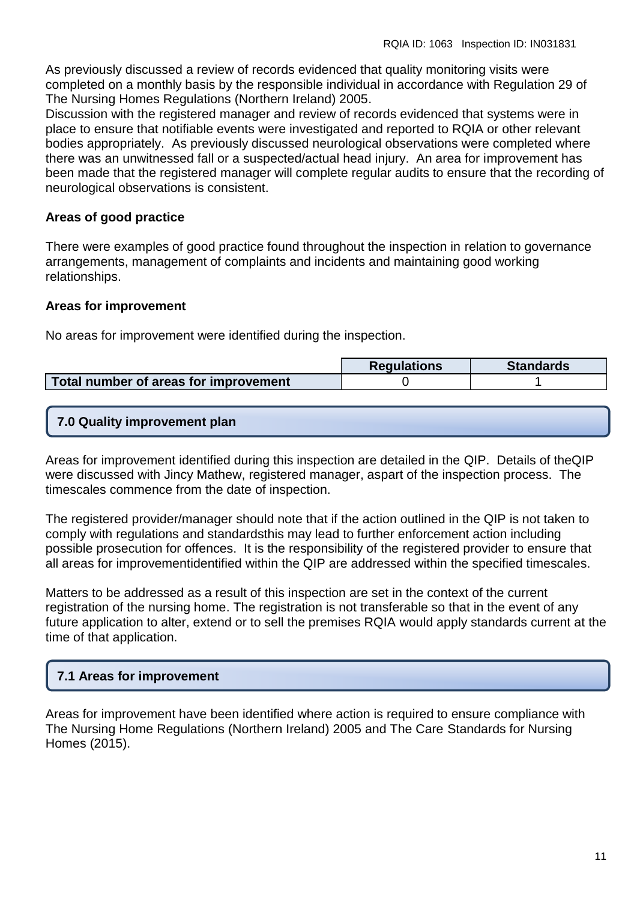As previously discussed a review of records evidenced that quality monitoring visits were completed on a monthly basis by the responsible individual in accordance with Regulation 29 of The Nursing Homes Regulations (Northern Ireland) 2005.
Discussion with the registered manager and review of records evidenced that systems were in place to ensure that notifiable events were investigated and reported to RQIA or other relevant bodies appropriately. As previously discussed neurological observations were completed where there was an unwitnessed fall or a suspected/actual head injury. An area for improvement has been made that the registered manager will complete regular audits to ensure that the recording of neurological observations is consistent.

**Areas of good practice**

There were examples of good practice found throughout the inspection in relation to governance arrangements, management of complaints and incidents and maintaining good working relationships.

**Areas for improvement**

No areas for improvement were identified during the inspection.

| | Regulations | Standards |
|---|---|---|
| **Total number of areas for improvement** | 0 | 1 |

## 7.0 Quality improvement plan

Areas for improvement identified during this inspection are detailed in the QIP. Details of theQIP were discussed with Jincy Mathew, registered manager, aspart of the inspection process. The timescales commence from the date of inspection.

The registered provider/manager should note that if the action outlined in the QIP is not taken to comply with regulations and standardsthis may lead to further enforcement action including possible prosecution for offences. It is the responsibility of the registered provider to ensure that all areas for improvementidentified within the QIP are addressed within the specified timescales.

Matters to be addressed as a result of this inspection are set in the context of the current registration of the nursing home. The registration is not transferable so that in the event of any future application to alter, extend or to sell the premises RQIA would apply standards current at the time of that application.

## 7.1 Areas for improvement

Areas for improvement have been identified where action is required to ensure compliance with The Nursing Home Regulations (Northern Ireland) 2005 and The Care Standards for Nursing Homes (2015).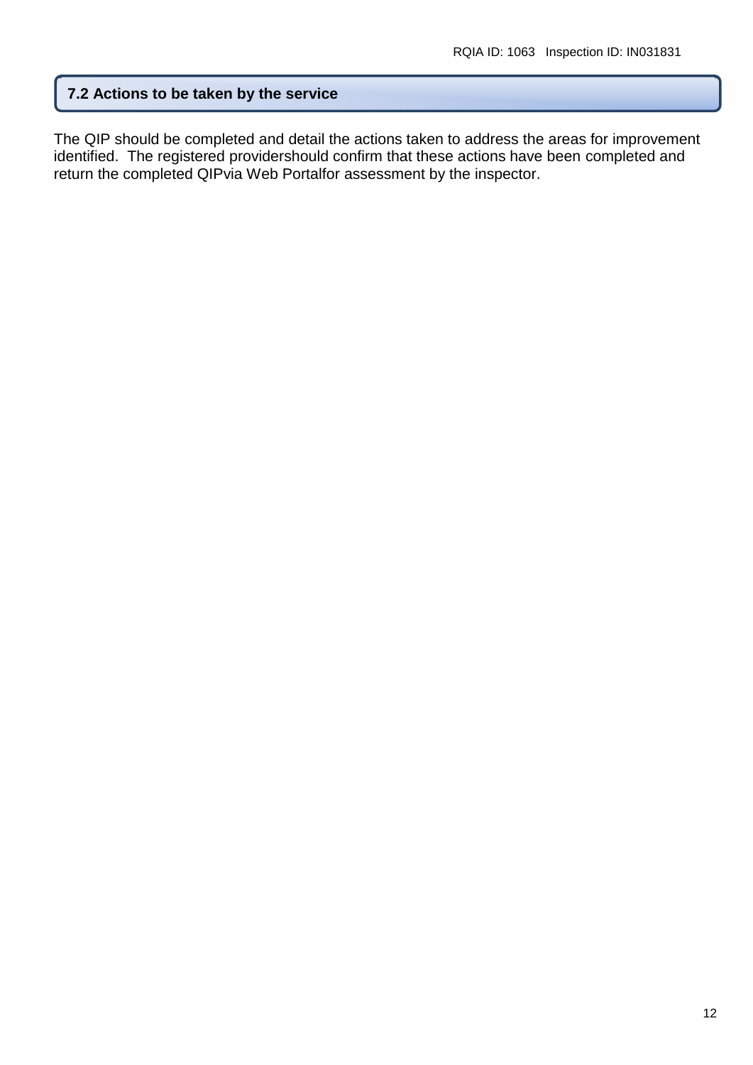## 7.2 Actions to be taken by the service

The QIP should be completed and detail the actions taken to address the areas for improvement identified. The registered providershould confirm that these actions have been completed and return the completed QIPvia Web Portalfor assessment by the inspector.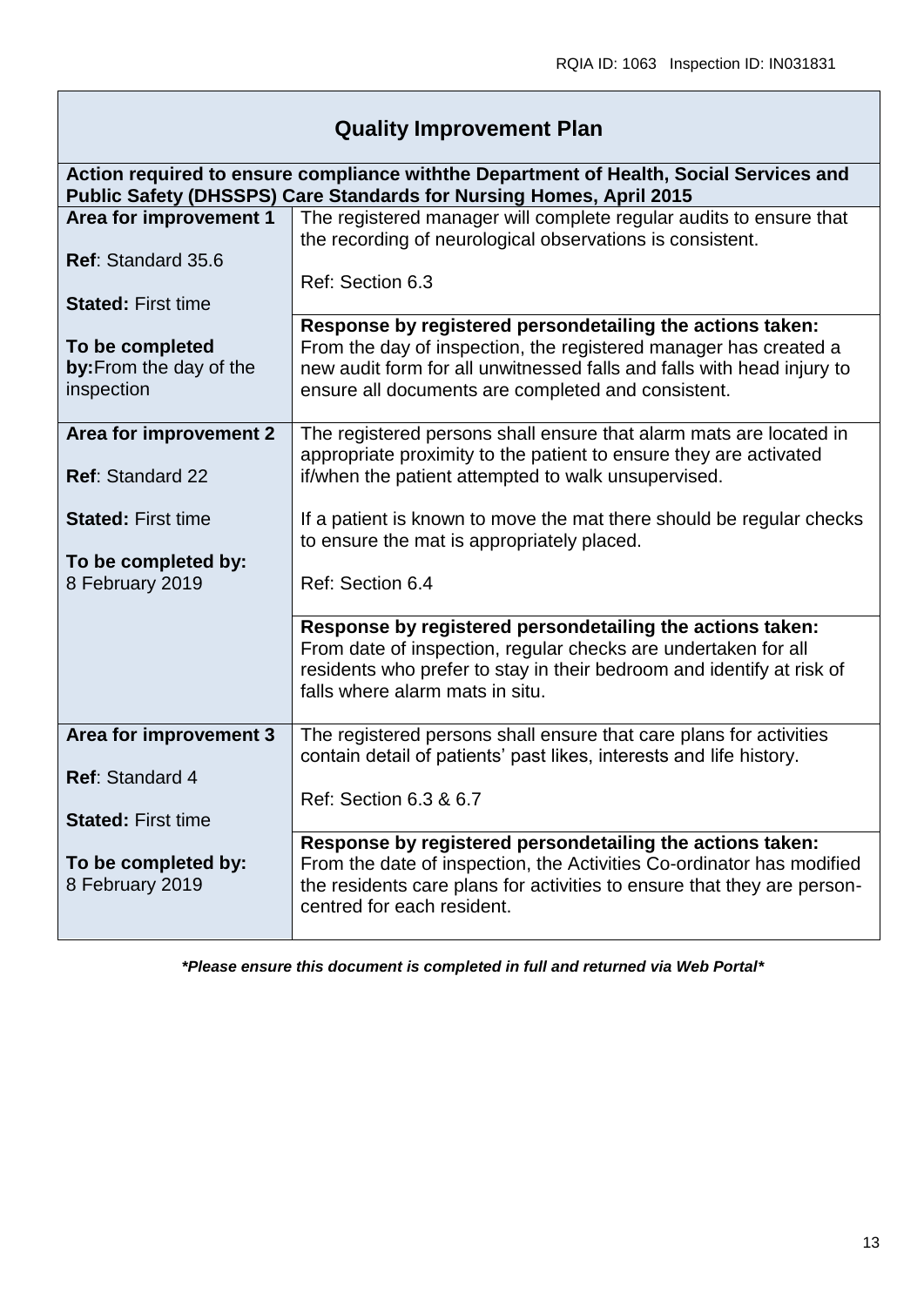| Quality Improvement Plan | |
|---|---|
| **Action required to ensure compliance withthe Department of Health, Social Services and Public Safety (DHSSPS) Care Standards for Nursing Homes, April 2015** | |
| **Area for improvement 1**<br><br>**Ref**: Standard 35.6<br><br>**Stated:** First time<br><br>**To be completed by:** From the day of the inspection | The registered manager will complete regular audits to ensure that the recording of neurological observations is consistent.<br><br>Ref: Section 6.3 |
| | **Response by registered persondetailing the actions taken:**<br>From the day of inspection, the registered manager has created a new audit form for all unwitnessed falls and falls with head injury to ensure all documents are completed and consistent. |
| **Area for improvement 2**<br><br>**Ref**: Standard 22<br><br>**Stated:** First time<br><br>**To be completed by:**<br>8 February 2019 | The registered persons shall ensure that alarm mats are located in appropriate proximity to the patient to ensure they are activated if/when the patient attempted to walk unsupervised.<br><br>If a patient is known to move the mat there should be regular checks to ensure the mat is appropriately placed.<br><br>Ref: Section 6.4 |
| | **Response by registered persondetailing the actions taken:**<br>From date of inspection, regular checks are undertaken for all residents who prefer to stay in their bedroom and identify at risk of falls where alarm mats in situ. |
| **Area for improvement 3**<br><br>**Ref**: Standard 4<br><br>**Stated:** First time<br><br>**To be completed by:**<br>8 February 2019 | The registered persons shall ensure that care plans for activities contain detail of patients' past likes, interests and life history.<br><br>Ref: Section 6.3 & 6.7 |
| | **Response by registered persondetailing the actions taken:**<br>From the date of inspection, the Activities Co-ordinator has modified the residents care plans for activities to ensure that they are person-centred for each resident. |

***Please ensure this document is completed in full and returned via Web Portal***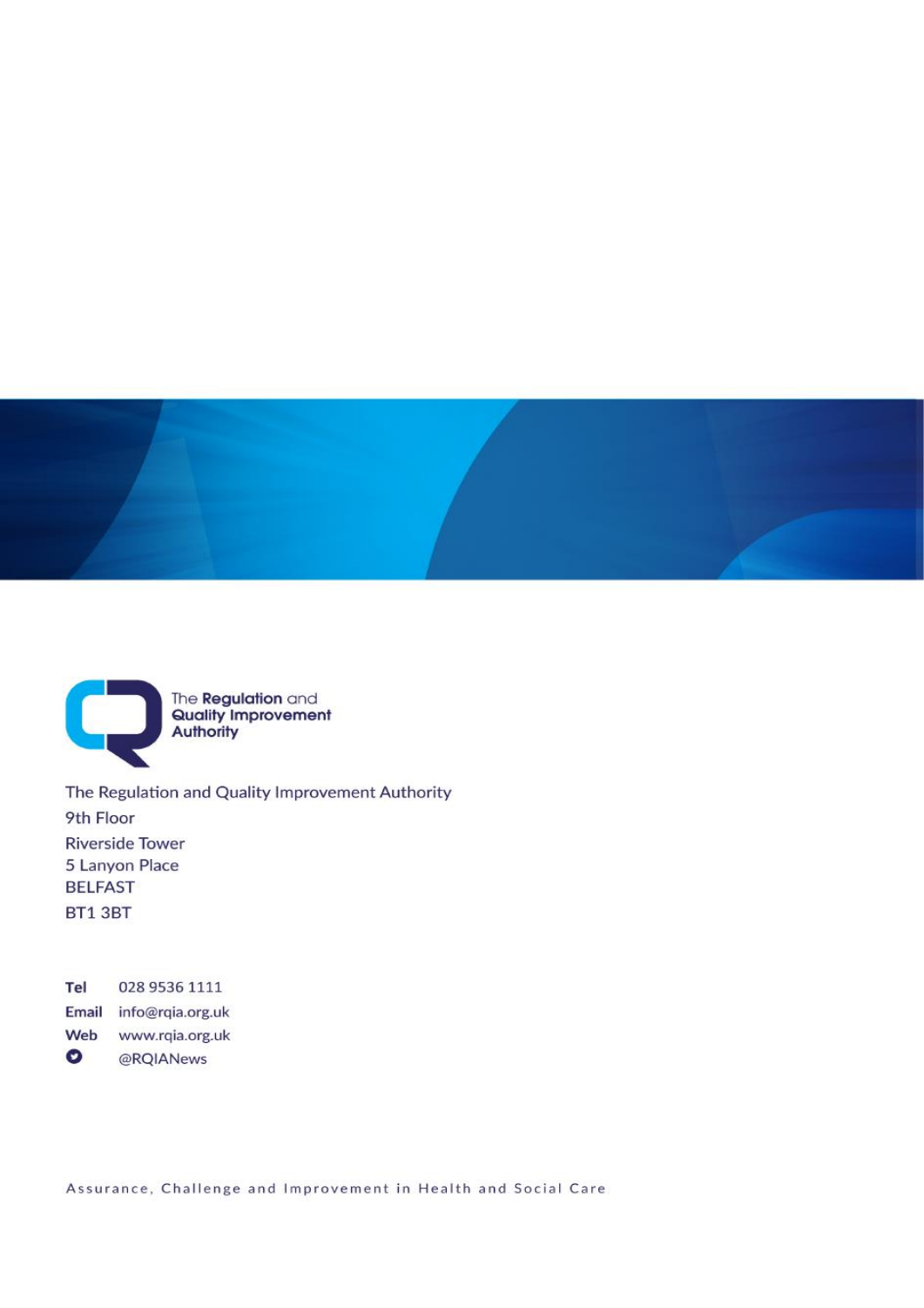The Regulation and Quality Improvement Authority

The Regulation and Quality Improvement Authority
9th Floor
Riverside Tower
5 Lanyon Place
BELFAST
BT1 3BT

**Tel** 028 9536 1111
**Email** info@rqia.org.uk
**Web** www.rqia.org.uk
@RQIANews

Assurance, Challenge and Improvement in Health and Social Care